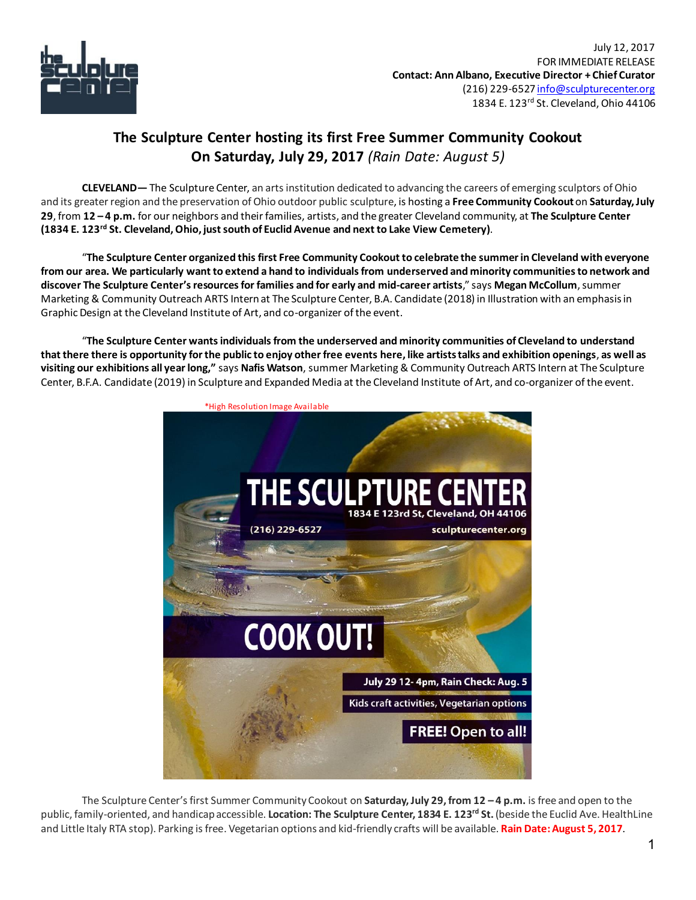July 12, 2017
FOR IMMEDIATE RELEASE
**Contact: Ann Albano, Executive Director + Chief Curator**
(216) 229-6527 info@sculpturecenter.org
1834 E. 123rd St. Cleveland, Ohio 44106

## The Sculpture Center hosting its first Free Summer Community Cookout On Saturday, July 29, 2017 *(Rain Date: August 5)*

**CLEVELAND—** The Sculpture Center, an arts institution dedicated to advancing the careers of emerging sculptors of Ohio and its greater region and the preservation of Ohio outdoor public sculpture, is hosting a **Free Community Cookout** on **Saturday, July 29**, from **12 – 4 p.m.** for our neighbors and their families, artists, and the greater Cleveland community, at **The Sculpture Center (1834 E. 123rd St. Cleveland, Ohio, just south of Euclid Avenue and next to Lake View Cemetery)**.

"**The Sculpture Center organized this first Free Community Cookout to celebrate the summer in Cleveland with everyone from our area. We particularly want to extend a hand to individuals from underserved and minority communities to network and discover The Sculpture Center's resources for families and for early and mid-career artists**," says **Megan McCollum**, summer Marketing & Community Outreach ARTS Intern at The Sculpture Center, B.A. Candidate (2018) in Illustration with an emphasis in Graphic Design at the Cleveland Institute of Art, and co-organizer of the event.

"**The Sculpture Center wants individuals from the underserved and minority communities of Cleveland to understand that there there is opportunity for the public to enjoy other free events here, like artists talks and exhibition openings**, **as well as visiting our exhibitions all year long,"** says **Nafis Watson**, summer Marketing & Community Outreach ARTS Intern at The Sculpture Center, B.F.A. Candidate (2019) in Sculpture and Expanded Media at the Cleveland Institute of Art, and co-organizer of the event.

*High Resolution Image Available

THE SCULPTURE CENTER
1834 E 123rd St, Cleveland, OH 44106
(216) 229-6527 sculpturecenter.org
COOK OUT!
July 29 12- 4pm, Rain Check: Aug. 5
Kids craft activities, Vegetarian options
FREE! Open to all!

The Sculpture Center's first Summer Community Cookout on **Saturday, July 29, from 12 – 4 p.m.** is free and open to the public, family-oriented, and handicap accessible. **Location: The Sculpture Center, 1834 E. 123rd St.** (beside the Euclid Ave. HealthLine and Little Italy RTA stop). Parking is free. Vegetarian options and kid-friendly crafts will be available. **Rain Date: August 5, 2017**.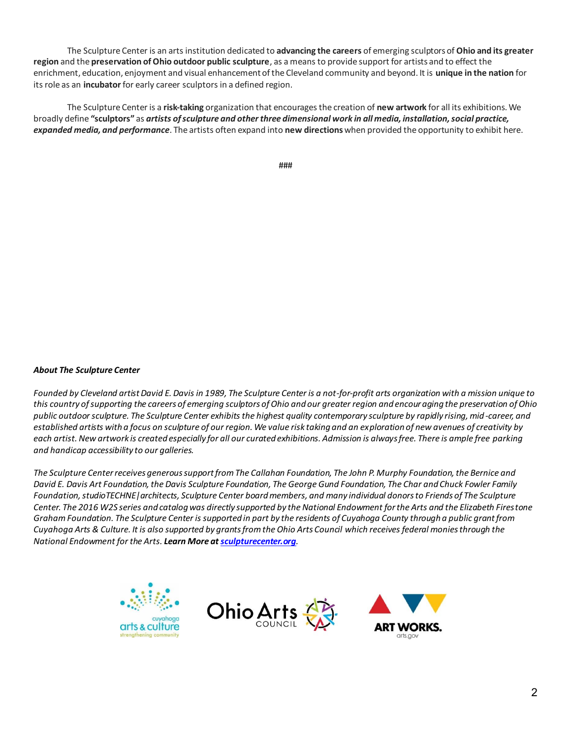The Sculpture Center is an arts institution dedicated to **advancing the careers** of emerging sculptors of **Ohio and its greater region** and the **preservation of Ohio outdoor public sculpture**, as a means to provide support for artists and to effect the enrichment, education, enjoyment and visual enhancement of the Cleveland community and beyond. It is **unique in the nation** for its role as an **incubator** for early career sculptors in a defined region.

The Sculpture Center is a **risk-taking** organization that encourages the creation of **new artwork** for all its exhibitions. We broadly define **"sculptors"** as ***artists of sculpture and other three dimensional work in all media, installation, social practice, expanded media, and performance***. The artists often expand into **new directions** when provided the opportunity to exhibit here.

###

***About The Sculpture Center***

*Founded by Cleveland artist David E. Davis in 1989, The Sculpture Center is a not-for-profit arts organization with a mission unique to this country of supporting the careers of emerging sculptors of Ohio and our greater region and encouraging the preservation of Ohio public outdoor sculpture. The Sculpture Center exhibits the highest quality contemporary sculpture by rapidly rising, mid-career, and established artists with a focus on sculpture of our region. We value risk taking and an exploration of new avenues of creativity by each artist. New artwork is created especially for all our curated exhibitions. Admission is always free. There is ample free parking and handicap accessibility to our galleries.*

*The Sculpture Center receives generous support from The Callahan Foundation, The John P. Murphy Foundation, the Bernice and David E. Davis Art Foundation, the Davis Sculpture Foundation, The George Gund Foundation, The Char and Chuck Fowler Family Foundation, studioTECHNE|architects, Sculpture Center board members, and many individual donors to Friends of The Sculpture Center. The 2016 W2S series and catalog was directly supported by the National Endowment for the Arts and the Elizabeth Firestone Graham Foundation. The Sculpture Center is supported in part by the residents of Cuyahoga County through a public grant from Cuyahoga Arts & Culture. It is also supported by grants from the Ohio Arts Council which receives federal monies through the National Endowment for the Arts.* ***Learn More at [sculpturecenter.org](sculpturecenter.org)***.